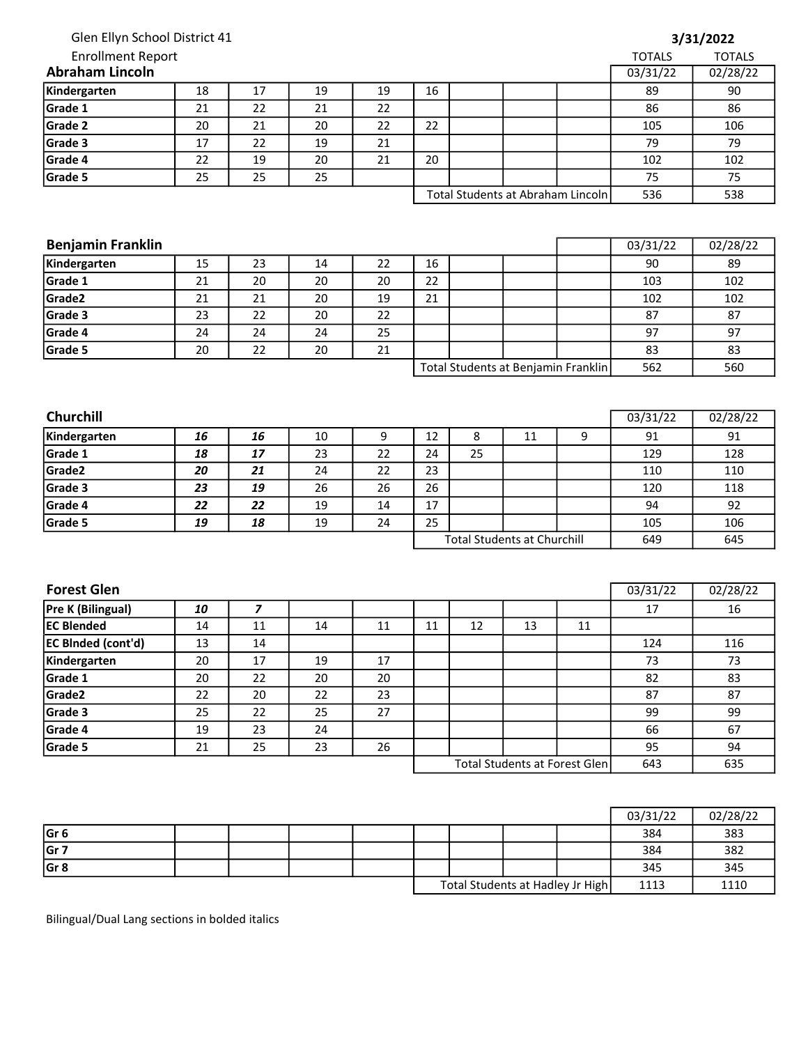Glen Ellyn School District 41

Enrollment Report

**3/31/2022**

## Abraham Lincoln

| | | | | | | | | | TOTALS 03/31/22 | TOTALS 02/28/22 |
|---|---|---|---|---|---|---|---|---|---|---|
| **Kindergarten** | 18 | 17 | 19 | 19 | 16 | | | | 89 | 90 |
| **Grade 1** | 21 | 22 | 21 | 22 | | | | | 86 | 86 |
| **Grade 2** | 20 | 21 | 20 | 22 | 22 | | | | 105 | 106 |
| **Grade 3** | 17 | 22 | 19 | 21 | | | | | 79 | 79 |
| **Grade 4** | 22 | 19 | 20 | 21 | 20 | | | | 102 | 102 |
| **Grade 5** | 25 | 25 | 25 | | | | | | 75 | 75 |
| | | | | | Total Students at Abraham Lincoln | | | | 536 | 538 |

## Benjamin Franklin

| | | | | | | | | | 03/31/22 | 02/28/22 |
|---|---|---|---|---|---|---|---|---|---|---|
| **Kindergarten** | 15 | 23 | 14 | 22 | 16 | | | | 90 | 89 |
| **Grade 1** | 21 | 20 | 20 | 20 | 22 | | | | 103 | 102 |
| **Grade2** | 21 | 21 | 20 | 19 | 21 | | | | 102 | 102 |
| **Grade 3** | 23 | 22 | 20 | 22 | | | | | 87 | 87 |
| **Grade 4** | 24 | 24 | 24 | 25 | | | | | 97 | 97 |
| **Grade 5** | 20 | 22 | 20 | 21 | | | | | 83 | 83 |
| | | | | | Total Students at Benjamin Franklin | | | | 562 | 560 |

## Churchill

| | | | | | | | | | 03/31/22 | 02/28/22 |
|---|---|---|---|---|---|---|---|---|---|---|
| **Kindergarten** | ***16*** | ***16*** | 10 | 9 | 12 | 8 | 11 | 9 | 91 | 91 |
| **Grade 1** | ***18*** | ***17*** | 23 | 22 | 24 | 25 | | | 129 | 128 |
| **Grade2** | ***20*** | ***21*** | 24 | 22 | 23 | | | | 110 | 110 |
| **Grade 3** | ***23*** | ***19*** | 26 | 26 | 26 | | | | 120 | 118 |
| **Grade 4** | ***22*** | ***22*** | 19 | 14 | 17 | | | | 94 | 92 |
| **Grade 5** | ***19*** | ***18*** | 19 | 24 | 25 | | | | 105 | 106 |
| | | | | | Total Students at Churchill | | | | 649 | 645 |

## Forest Glen

| | | | | | | | | | 03/31/22 | 02/28/22 |
|---|---|---|---|---|---|---|---|---|---|---|
| **Pre K (Bilingual)** | ***10*** | ***7*** | | | | | | | 17 | 16 |
| **EC Blended** | 14 | 11 | 14 | 11 | 11 | 12 | 13 | 11 | | |
| **EC Blnded (cont'd)** | 13 | 14 | | | | | | | 124 | 116 |
| **Kindergarten** | 20 | 17 | 19 | 17 | | | | | 73 | 73 |
| **Grade 1** | 20 | 22 | 20 | 20 | | | | | 82 | 83 |
| **Grade2** | 22 | 20 | 22 | 23 | | | | | 87 | 87 |
| **Grade 3** | 25 | 22 | 25 | 27 | | | | | 99 | 99 |
| **Grade 4** | 19 | 23 | 24 | | | | | | 66 | 67 |
| **Grade 5** | 21 | 25 | 23 | 26 | | | | | 95 | 94 |
| | | | | | Total Students at Forest Glen | | | | 643 | 635 |

| | | | | | | | | | 03/31/22 | 02/28/22 |
|---|---|---|---|---|---|---|---|---|---|---|
| **Gr 6** | | | | | | | | | 384 | 383 |
| **Gr 7** | | | | | | | | | 384 | 382 |
| **Gr 8** | | | | | | | | | 345 | 345 |
| | | | | | Total Students at Hadley Jr High | | | | 1113 | 1110 |

Bilingual/Dual Lang sections in bolded italics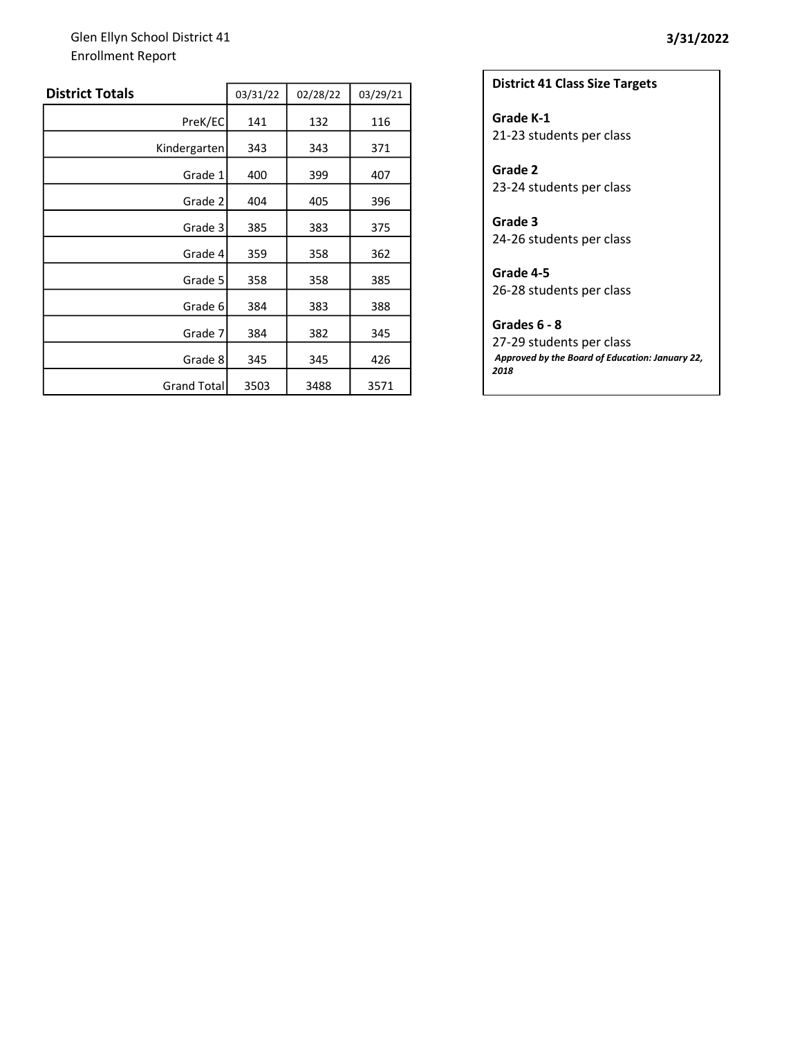Glen Ellyn School District 41
Enrollment Report

**3/31/2022**

| District Totals | 03/31/22 | 02/28/22 | 03/29/21 |
|---|---|---|---|
| PreK/EC | 141 | 132 | 116 |
| Kindergarten | 343 | 343 | 371 |
| Grade 1 | 400 | 399 | 407 |
| Grade 2 | 404 | 405 | 396 |
| Grade 3 | 385 | 383 | 375 |
| Grade 4 | 359 | 358 | 362 |
| Grade 5 | 358 | 358 | 385 |
| Grade 6 | 384 | 383 | 388 |
| Grade 7 | 384 | 382 | 345 |
| Grade 8 | 345 | 345 | 426 |
| Grand Total | 3503 | 3488 | 3571 |

**District 41 Class Size Targets**

**Grade K-1**
21-23 students per class

**Grade 2**
23-24 students per class

**Grade 3**
24-26 students per class

**Grade 4-5**
26-28 students per class

**Grades 6 - 8**
27-29 students per class

***Approved by the Board of Education: January 22, 2018***